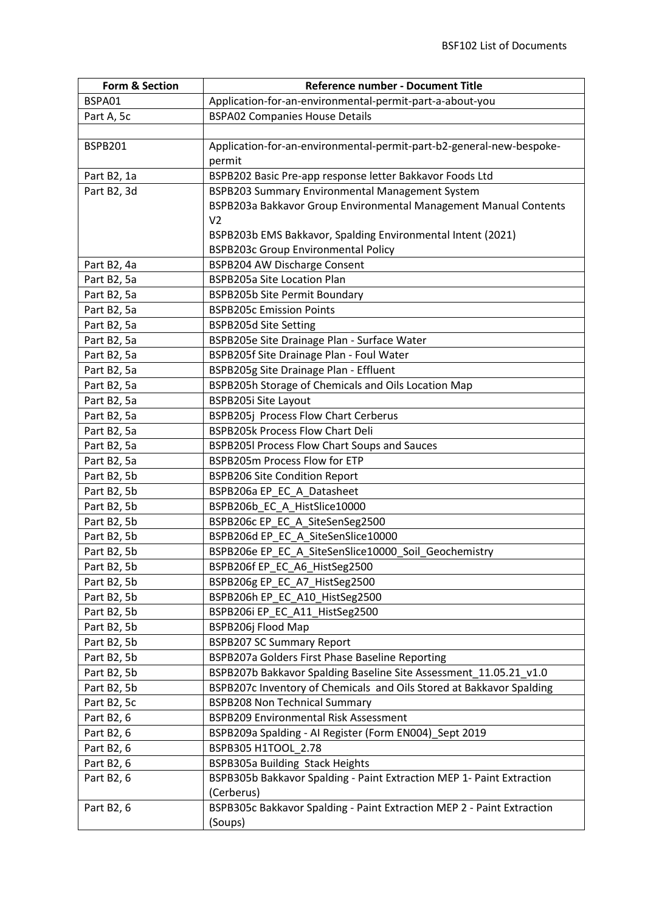| Form & Section | Reference number - Document Title |
|---|---|
| BSPA01 | Application-for-an-environmental-permit-part-a-about-you |
| Part A, 5c | BSPA02 Companies House Details |
| | |
| BSPB201 | Application-for-an-environmental-permit-part-b2-general-new-bespoke-permit |
| Part B2, 1a | BSPB202 Basic Pre-app response letter Bakkavor Foods Ltd |
| Part B2, 3d | BSPB203 Summary Environmental Management System<br>BSPB203a Bakkavor Group Environmental Management Manual Contents V2<br>BSPB203b EMS Bakkavor, Spalding Environmental Intent (2021)<br>BSPB203c Group Environmental Policy |
| Part B2, 4a | BSPB204 AW Discharge Consent |
| Part B2, 5a | BSPB205a Site Location Plan |
| Part B2, 5a | BSPB205b Site Permit Boundary |
| Part B2, 5a | BSPB205c Emission Points |
| Part B2, 5a | BSPB205d Site Setting |
| Part B2, 5a | BSPB205e Site Drainage Plan - Surface Water |
| Part B2, 5a | BSPB205f Site Drainage Plan - Foul Water |
| Part B2, 5a | BSPB205g Site Drainage Plan - Effluent |
| Part B2, 5a | BSPB205h Storage of Chemicals and Oils Location Map |
| Part B2, 5a | BSPB205i Site Layout |
| Part B2, 5a | BSPB205j Process Flow Chart Cerberus |
| Part B2, 5a | BSPB205k Process Flow Chart Deli |
| Part B2, 5a | BSPB205l Process Flow Chart Soups and Sauces |
| Part B2, 5a | BSPB205m Process Flow for ETP |
| Part B2, 5b | BSPB206 Site Condition Report |
| Part B2, 5b | BSPB206a EP_EC_A_Datasheet |
| Part B2, 5b | BSPB206b_EC_A_HistSlice10000 |
| Part B2, 5b | BSPB206c EP_EC_A_SiteSenSeg2500 |
| Part B2, 5b | BSPB206d EP_EC_A_SiteSenSlice10000 |
| Part B2, 5b | BSPB206e EP_EC_A_SiteSenSlice10000_Soil_Geochemistry |
| Part B2, 5b | BSPB206f EP_EC_A6_HistSeg2500 |
| Part B2, 5b | BSPB206g EP_EC_A7_HistSeg2500 |
| Part B2, 5b | BSPB206h EP_EC_A10_HistSeg2500 |
| Part B2, 5b | BSPB206i EP_EC_A11_HistSeg2500 |
| Part B2, 5b | BSPB206j Flood Map |
| Part B2, 5b | BSPB207 SC Summary Report |
| Part B2, 5b | BSPB207a Golders First Phase Baseline Reporting |
| Part B2, 5b | BSPB207b Bakkavor Spalding Baseline Site Assessment_11.05.21_v1.0 |
| Part B2, 5b | BSPB207c Inventory of Chemicals and Oils Stored at Bakkavor Spalding |
| Part B2, 5c | BSPB208 Non Technical Summary |
| Part B2, 6 | BSPB209 Environmental Risk Assessment |
| Part B2, 6 | BSPB209a Spalding - AI Register (Form EN004)_Sept 2019 |
| Part B2, 6 | BSPB305 H1TOOL_2.78 |
| Part B2, 6 | BSPB305a Building Stack Heights |
| Part B2, 6 | BSPB305b Bakkavor Spalding - Paint Extraction MEP 1- Paint Extraction (Cerberus) |
| Part B2, 6 | BSPB305c Bakkavor Spalding - Paint Extraction MEP 2 - Paint Extraction (Soups) |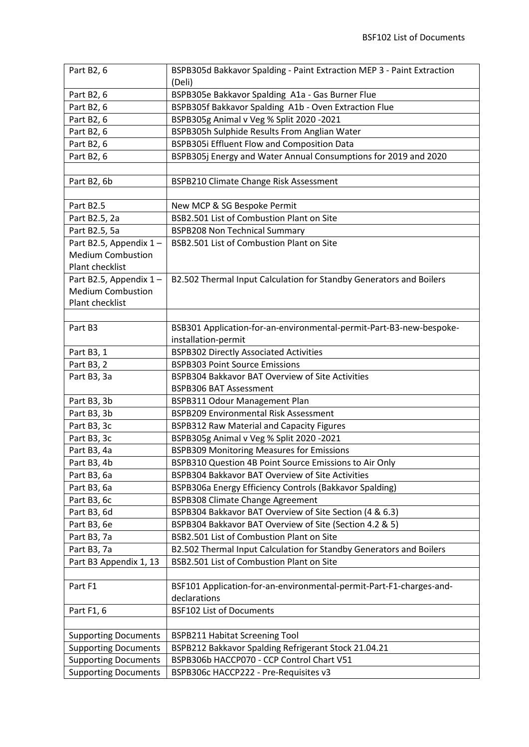| | |
|---|---|
| Part B2, 6 | BSPB305d Bakkavor Spalding - Paint Extraction MEP 3 - Paint Extraction (Deli) |
| Part B2, 6 | BSPB305e Bakkavor Spalding A1a - Gas Burner Flue |
| Part B2, 6 | BSPB305f Bakkavor Spalding A1b - Oven Extraction Flue |
| Part B2, 6 | BSPB305g Animal v Veg % Split 2020 -2021 |
| Part B2, 6 | BSPB305h Sulphide Results From Anglian Water |
| Part B2, 6 | BSPB305i Effluent Flow and Composition Data |
| Part B2, 6 | BSPB305j Energy and Water Annual Consumptions for 2019 and 2020 |
| | |
| Part B2, 6b | BSPB210 Climate Change Risk Assessment |
| | |
| Part B2.5 | New MCP & SG Bespoke Permit |
| Part B2.5, 2a | BSB2.501 List of Combustion Plant on Site |
| Part B2.5, 5a | BSPB208 Non Technical Summary |
| Part B2.5, Appendix 1 – Medium Combustion Plant checklist | BSB2.501 List of Combustion Plant on Site |
| Part B2.5, Appendix 1 – Medium Combustion Plant checklist | B2.502 Thermal Input Calculation for Standby Generators and Boilers |
| | |
| Part B3 | BSB301 Application-for-an-environmental-permit-Part-B3-new-bespoke-installation-permit |
| Part B3, 1 | BSPB302 Directly Associated Activities |
| Part B3, 2 | BSPB303 Point Source Emissions |
| Part B3, 3a | BSPB304 Bakkavor BAT Overview of Site Activities<br>BSPB306 BAT Assessment |
| Part B3, 3b | BSPB311 Odour Management Plan |
| Part B3, 3b | BSPB209 Environmental Risk Assessment |
| Part B3, 3c | BSPB312 Raw Material and Capacity Figures |
| Part B3, 3c | BSPB305g Animal v Veg % Split 2020 -2021 |
| Part B3, 4a | BSPB309 Monitoring Measures for Emissions |
| Part B3, 4b | BSPB310 Question 4B Point Source Emissions to Air Only |
| Part B3, 6a | BSPB304 Bakkavor BAT Overview of Site Activities |
| Part B3, 6a | BSPB306a Energy Efficiency Controls (Bakkavor Spalding) |
| Part B3, 6c | BSPB308 Climate Change Agreement |
| Part B3, 6d | BSPB304 Bakkavor BAT Overview of Site Section (4 & 6.3) |
| Part B3, 6e | BSPB304 Bakkavor BAT Overview of Site (Section 4.2 & 5) |
| Part B3, 7a | BSB2.501 List of Combustion Plant on Site |
| Part B3, 7a | B2.502 Thermal Input Calculation for Standby Generators and Boilers |
| Part B3 Appendix 1, 13 | BSB2.501 List of Combustion Plant on Site |
| | |
| Part F1 | BSF101 Application-for-an-environmental-permit-Part-F1-charges-and-declarations |
| Part F1, 6 | BSF102 List of Documents |
| | |
| Supporting Documents | BSPB211 Habitat Screening Tool |
| Supporting Documents | BSPB212 Bakkavor Spalding Refrigerant Stock 21.04.21 |
| Supporting Documents | BSPB306b HACCP070 - CCP Control Chart V51 |
| Supporting Documents | BSPB306c HACCP222 - Pre-Requisites v3 |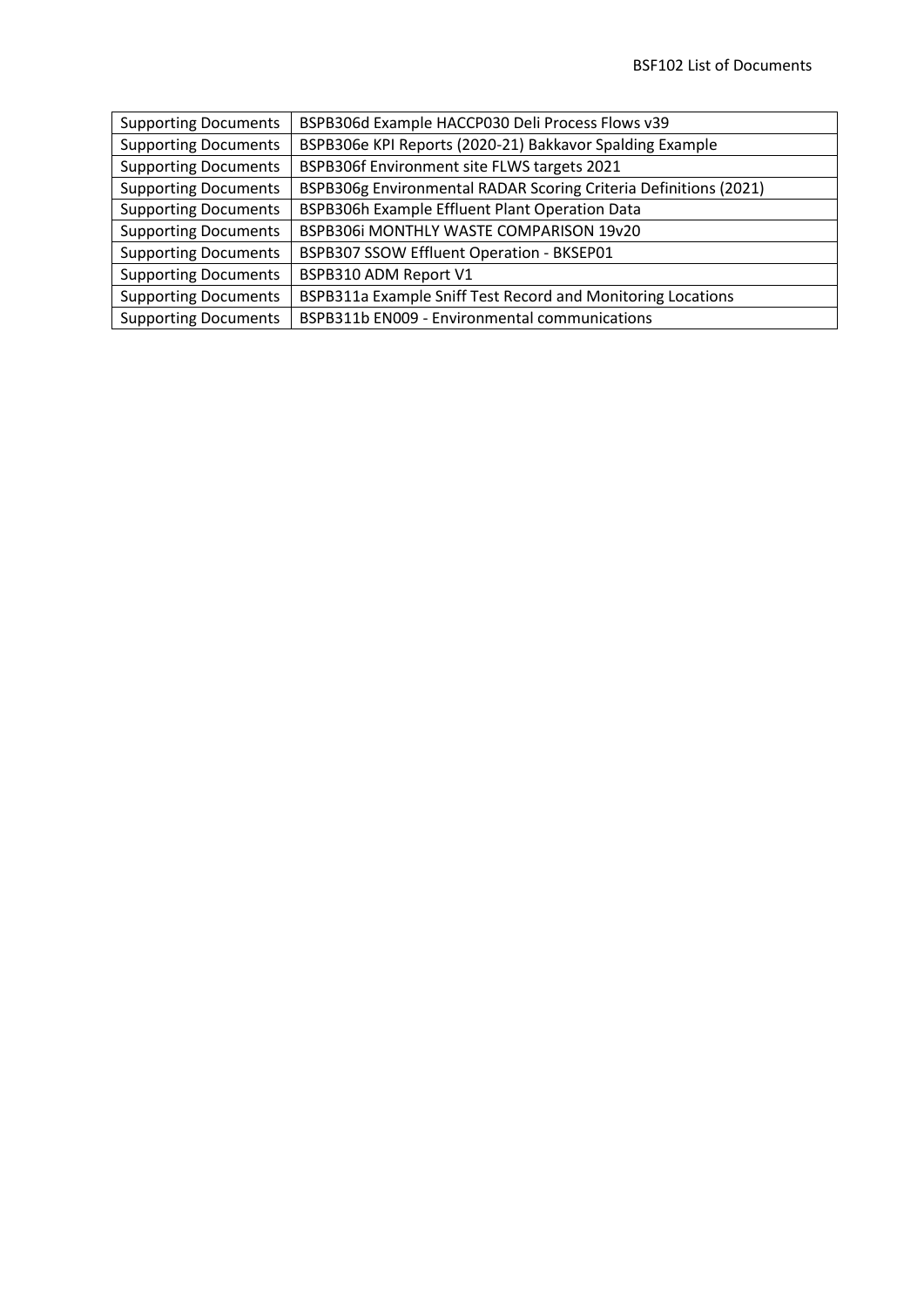| | |
|---|---|
| Supporting Documents | BSPB306d Example HACCP030 Deli Process Flows v39 |
| Supporting Documents | BSPB306e KPI Reports (2020-21) Bakkavor Spalding Example |
| Supporting Documents | BSPB306f Environment site FLWS targets 2021 |
| Supporting Documents | BSPB306g Environmental RADAR Scoring Criteria Definitions (2021) |
| Supporting Documents | BSPB306h Example Effluent Plant Operation Data |
| Supporting Documents | BSPB306i MONTHLY WASTE COMPARISON 19v20 |
| Supporting Documents | BSPB307 SSOW Effluent Operation - BKSEP01 |
| Supporting Documents | BSPB310 ADM Report V1 |
| Supporting Documents | BSPB311a Example Sniff Test Record and Monitoring Locations |
| Supporting Documents | BSPB311b EN009 - Environmental communications |